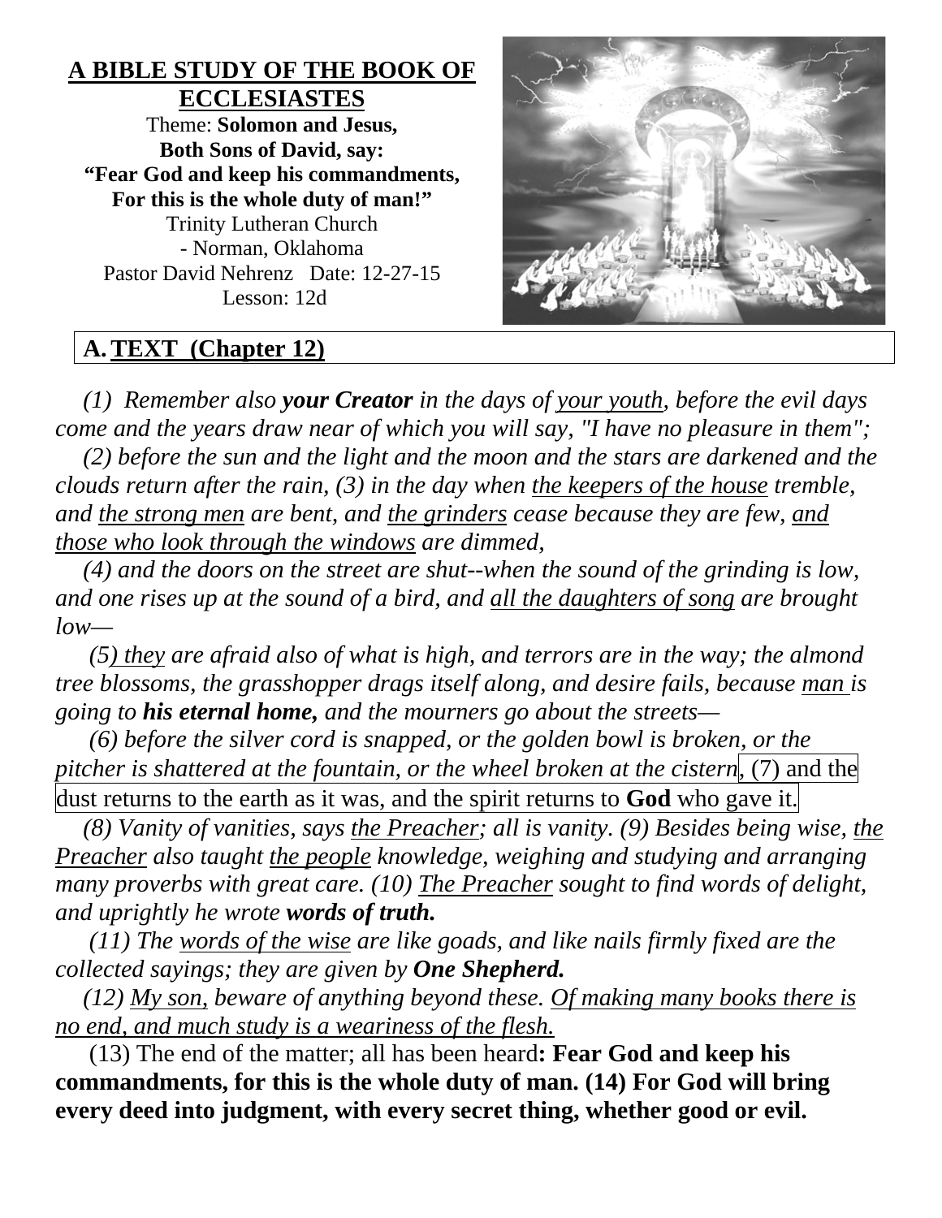**A BIBLE STUDY OF THE BOOK OF ECCLESIASTES**

Theme: **Solomon and Jesus, Both Sons of David, say: "Fear God and keep his commandments, For this is the whole duty of man!"**

Trinity Lutheran Church - Norman, Oklahoma

Pastor David Nehrenz Date: 12-27-15

Lesson: 12d

## A. TEXT (Chapter 12)

*(1) Remember also **your Creator** in the days of your youth, before the evil days come and the years draw near of which you will say, "I have no pleasure in them";*

*(2) before the sun and the light and the moon and the stars are darkened and the clouds return after the rain, (3) in the day when the keepers of the house tremble, and the strong men are bent, and the grinders cease because they are few, and those who look through the windows are dimmed,*

*(4) and the doors on the street are shut--when the sound of the grinding is low, and one rises up at the sound of a bird, and all the daughters of song are brought low—*

*(5) they are afraid also of what is high, and terrors are in the way; the almond tree blossoms, the grasshopper drags itself along, and desire fails, because man is going to **his eternal home,** and the mourners go about the streets—*

*(6) before the silver cord is snapped, or the golden bowl is broken, or the pitcher is shattered at the fountain, or the wheel broken at the cistern*, (7) and the dust returns to the earth as it was, and the spirit returns to **God** who gave it.

*(8) Vanity of vanities, says the Preacher; all is vanity. (9) Besides being wise, the Preacher also taught the people knowledge, weighing and studying and arranging many proverbs with great care. (10) The Preacher sought to find words of delight, and uprightly he wrote **words of truth.***

*(11) The words of the wise are like goads, and like nails firmly fixed are the collected sayings; they are given by **One Shepherd.***

*(12) My son, beware of anything beyond these. Of making many books there is no end, and much study is a weariness of the flesh.*

(13) The end of the matter; all has been heard**: Fear God and keep his commandments, for this is the whole duty of man. (14) For God will bring every deed into judgment, with every secret thing, whether good or evil.**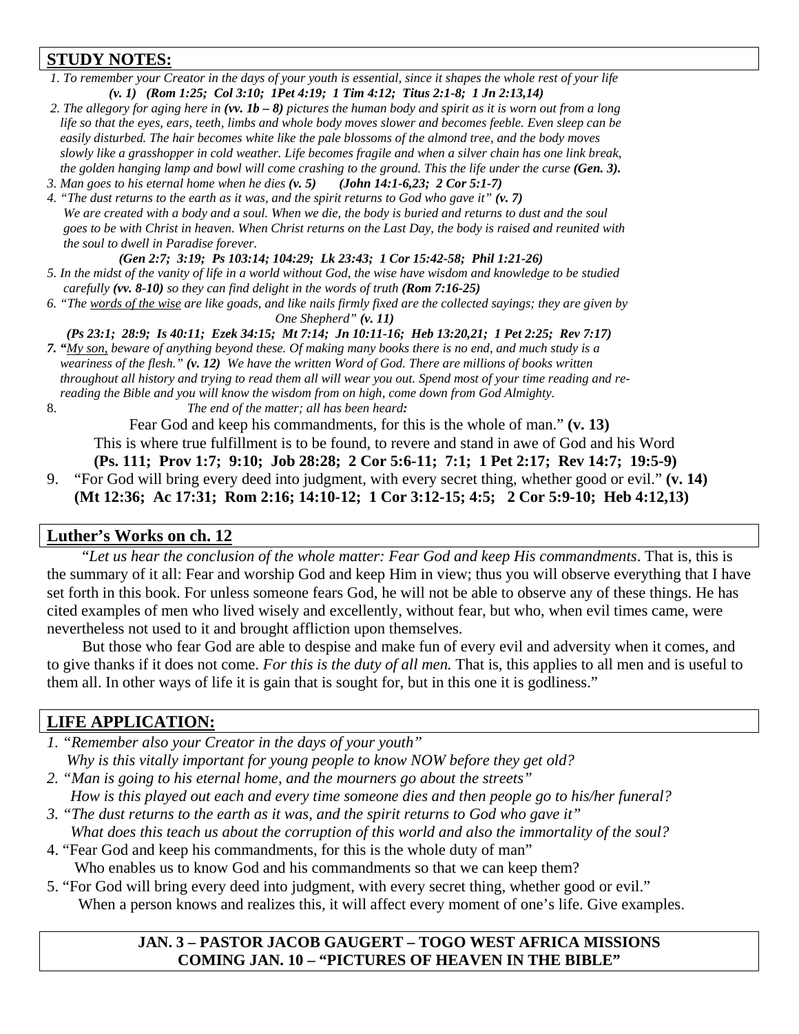## STUDY NOTES:

*1. To remember your Creator in the days of your youth is essential, since it shapes the whole rest of your life* ***(v. 1) (Rom 1:25; Col 3:10; 1Pet 4:19; 1 Tim 4:12; Titus 2:1-8; 1 Jn 2:13,14)***

*2. The allegory for aging here in* ***(vv. 1b – 8)*** *pictures the human body and spirit as it is worn out from a long life so that the eyes, ears, teeth, limbs and whole body moves slower and becomes feeble. Even sleep can be easily disturbed. The hair becomes white like the pale blossoms of the almond tree, and the body moves slowly like a grasshopper in cold weather. Life becomes fragile and when a silver chain has one link break, the golden hanging lamp and bowl will come crashing to the ground. This the life under the curse* ***(Gen. 3).***

*3. Man goes to his eternal home when he dies* ***(v. 5) (John 14:1-6,23; 2 Cor 5:1-7)***

*4. "The dust returns to the earth as it was, and the spirit returns to God who gave it"* ***(v. 7)*** *We are created with a body and a soul. When we die, the body is buried and returns to dust and the soul goes to be with Christ in heaven. When Christ returns on the Last Day, the body is raised and reunited with the soul to dwell in Paradise forever.*

***(Gen 2:7; 3:19; Ps 103:14; 104:29; Lk 23:43; 1 Cor 15:42-58; Phil 1:21-26)***

*5. In the midst of the vanity of life in a world without God, the wise have wisdom and knowledge to be studied carefully* ***(vv. 8-10)*** *so they can find delight in the words of truth* ***(Rom 7:16-25)***

*6. "The* *<u>words of the wise</u>* *are like goads, and like nails firmly fixed are the collected sayings; they are given by One Shepherd"* ***(v. 11)***

***(Ps 23:1; 28:9; Is 40:11; Ezek 34:15; Mt 7:14; Jn 10:11-16; Heb 13:20,21; 1 Pet 2:25; Rev 7:17)***

***7. "****<u>My son,</u>* *beware of anything beyond these. Of making many books there is no end, and much study is a weariness of the flesh."* ***(v. 12)*** *We have the written Word of God. There are millions of books written throughout all history and trying to read them all will wear you out. Spend most of your time reading and re-reading the Bible and you will know the wisdom from on high, come down from God Almighty.*

8. *The end of the matter; all has been heard:*

Fear God and keep his commandments, for this is the whole of man." **(v. 13)**

This is where true fulfillment is to be found, to revere and stand in awe of God and his Word

**(Ps. 111; Prov 1:7; 9:10; Job 28:28; 2 Cor 5:6-11; 7:1; 1 Pet 2:17; Rev 14:7; 19:5-9)**

9. "For God will bring every deed into judgment, with every secret thing, whether good or evil." **(v. 14)**
**(Mt 12:36; Ac 17:31; Rom 2:16; 14:10-12; 1 Cor 3:12-15; 4:5; 2 Cor 5:9-10; Heb 4:12,13)**

## Luther's Works on ch. 12

"*Let us hear the conclusion of the whole matter: Fear God and keep His commandments*. That is, this is the summary of it all: Fear and worship God and keep Him in view; thus you will observe everything that I have set forth in this book. For unless someone fears God, he will not be able to observe any of these things. He has cited examples of men who lived wisely and excellently, without fear, but who, when evil times came, were nevertheless not used to it and brought affliction upon themselves.

But those who fear God are able to despise and make fun of every evil and adversity when it comes, and to give thanks if it does not come. *For this is the duty of all men.* That is, this applies to all men and is useful to them all. In other ways of life it is gain that is sought for, but in this one it is godliness."

## LIFE APPLICATION:

*1. "Remember also your Creator in the days of your youth"*
*Why is this vitally important for young people to know NOW before they get old?*

*2. "Man is going to his eternal home, and the mourners go about the streets"*
*How is this played out each and every time someone dies and then people go to his/her funeral?*

*3. "The dust returns to the earth as it was, and the spirit returns to God who gave it"*
*What does this teach us about the corruption of this world and also the immortality of the soul?*

4. "Fear God and keep his commandments, for this is the whole duty of man"
Who enables us to know God and his commandments so that we can keep them?

5. "For God will bring every deed into judgment, with every secret thing, whether good or evil."
When a person knows and realizes this, it will affect every moment of one's life. Give examples.

**JAN. 3 – PASTOR JACOB GAUGERT – TOGO WEST AFRICA MISSIONS**
**COMING JAN. 10 – "PICTURES OF HEAVEN IN THE BIBLE"**